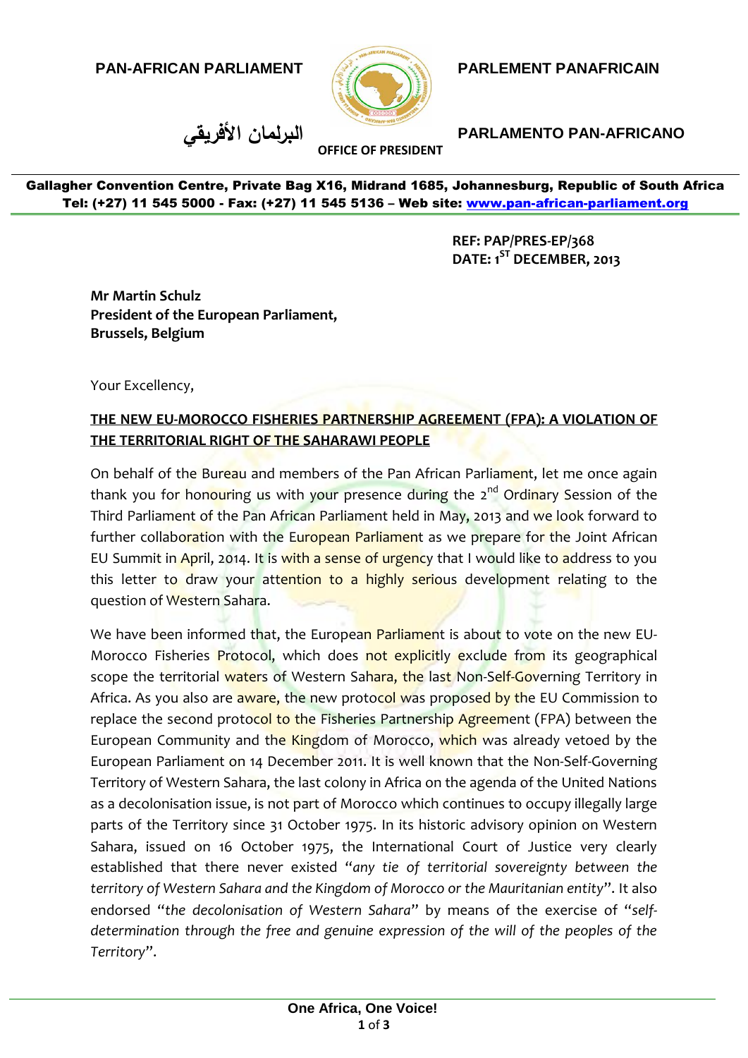**PAN-AFRICAN PARLIAMENT** **PARLEMENT PANAFRICAIN**

**البرلمان الأفريقي** **PARLAMENTO PAN-AFRICANO**

**OFFICE OF PRESIDENT**

**Gallagher Convention Centre, Private Bag X16, Midrand 1685, Johannesburg, Republic of South Africa**
**Tel: (+27) 11 545 5000 - Fax: (+27) 11 545 5136 – Web site: www.pan-african-parliament.org**

**REF: PAP/PRES-EP/368**
**DATE: 1ST DECEMBER, 2013**

**Mr Martin Schulz**
**President of the European Parliament,**
**Brussels, Belgium**

Your Excellency,

**THE NEW EU-MOROCCO FISHERIES PARTNERSHIP AGREEMENT (FPA): A VIOLATION OF THE TERRITORIAL RIGHT OF THE SAHARAWI PEOPLE**

On behalf of the Bureau and members of the Pan African Parliament, let me once again thank you for honouring us with your presence during the 2nd Ordinary Session of the Third Parliament of the Pan African Parliament held in May, 2013 and we look forward to further collaboration with the European Parliament as we prepare for the Joint African EU Summit in April, 2014. It is with a sense of urgency that I would like to address to you this letter to draw your attention to a highly serious development relating to the question of Western Sahara.

We have been informed that, the European Parliament is about to vote on the new EU-Morocco Fisheries Protocol, which does not explicitly exclude from its geographical scope the territorial waters of Western Sahara, the last Non-Self-Governing Territory in Africa. As you also are aware, the new protocol was proposed by the EU Commission to replace the second protocol to the Fisheries Partnership Agreement (FPA) between the European Community and the Kingdom of Morocco, which was already vetoed by the European Parliament on 14 December 2011. It is well known that the Non-Self-Governing Territory of Western Sahara, the last colony in Africa on the agenda of the United Nations as a decolonisation issue, is not part of Morocco which continues to occupy illegally large parts of the Territory since 31 October 1975. In its historic advisory opinion on Western Sahara, issued on 16 October 1975, the International Court of Justice very clearly established that there never existed "*any tie of territorial sovereignty between the territory of Western Sahara and the Kingdom of Morocco or the Mauritanian entity*". It also endorsed "*the decolonisation of Western Sahara*" by means of the exercise of "*self-determination through the free and genuine expression of the will of the peoples of the Territory*".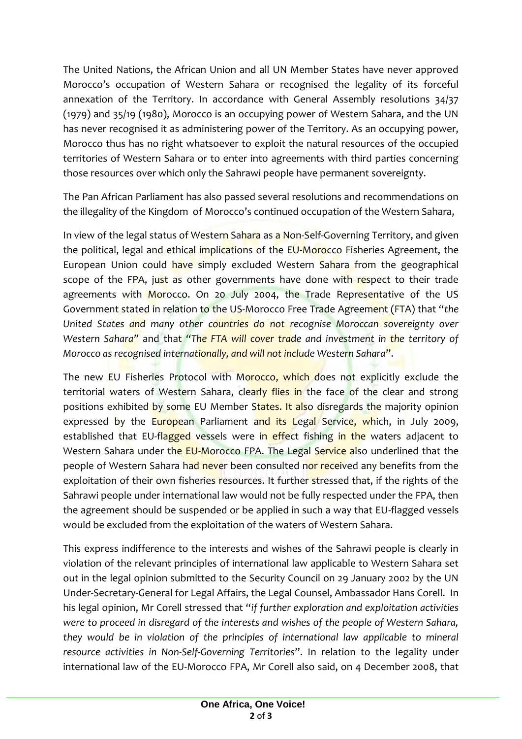The United Nations, the African Union and all UN Member States have never approved Morocco's occupation of Western Sahara or recognised the legality of its forceful annexation of the Territory. In accordance with General Assembly resolutions 34/37 (1979) and 35/19 (1980), Morocco is an occupying power of Western Sahara, and the UN has never recognised it as administering power of the Territory. As an occupying power, Morocco thus has no right whatsoever to exploit the natural resources of the occupied territories of Western Sahara or to enter into agreements with third parties concerning those resources over which only the Sahrawi people have permanent sovereignty.

The Pan African Parliament has also passed several resolutions and recommendations on the illegality of the Kingdom of Morocco's continued occupation of the Western Sahara,

In view of the legal status of Western Sahara as a Non-Self-Governing Territory, and given the political, legal and ethical implications of the EU-Morocco Fisheries Agreement, the European Union could have simply excluded Western Sahara from the geographical scope of the FPA, just as other governments have done with respect to their trade agreements with Morocco. On 20 July 2004, the Trade Representative of the US Government stated in relation to the US-Morocco Free Trade Agreement (FTA) that "*the United States and many other countries do not recognise Moroccan sovereignty over Western Sahara*" and that "*The FTA will cover trade and investment in the territory of Morocco as recognised internationally, and will not include Western Sahara*".

The new EU Fisheries Protocol with Morocco, which does not explicitly exclude the territorial waters of Western Sahara, clearly flies in the face of the clear and strong positions exhibited by some EU Member States. It also disregards the majority opinion expressed by the European Parliament and its Legal Service, which, in July 2009, established that EU-flagged vessels were in effect fishing in the waters adjacent to Western Sahara under the EU-Morocco FPA. The Legal Service also underlined that the people of Western Sahara had never been consulted nor received any benefits from the exploitation of their own fisheries resources. It further stressed that, if the rights of the Sahrawi people under international law would not be fully respected under the FPA, then the agreement should be suspended or be applied in such a way that EU-flagged vessels would be excluded from the exploitation of the waters of Western Sahara.

This express indifference to the interests and wishes of the Sahrawi people is clearly in violation of the relevant principles of international law applicable to Western Sahara set out in the legal opinion submitted to the Security Council on 29 January 2002 by the UN Under-Secretary-General for Legal Affairs, the Legal Counsel, Ambassador Hans Corell. In his legal opinion, Mr Corell stressed that "*if further exploration and exploitation activities were to proceed in disregard of the interests and wishes of the people of Western Sahara, they would be in violation of the principles of international law applicable to mineral resource activities in Non-Self-Governing Territories*". In relation to the legality under international law of the EU-Morocco FPA, Mr Corell also said, on 4 December 2008, that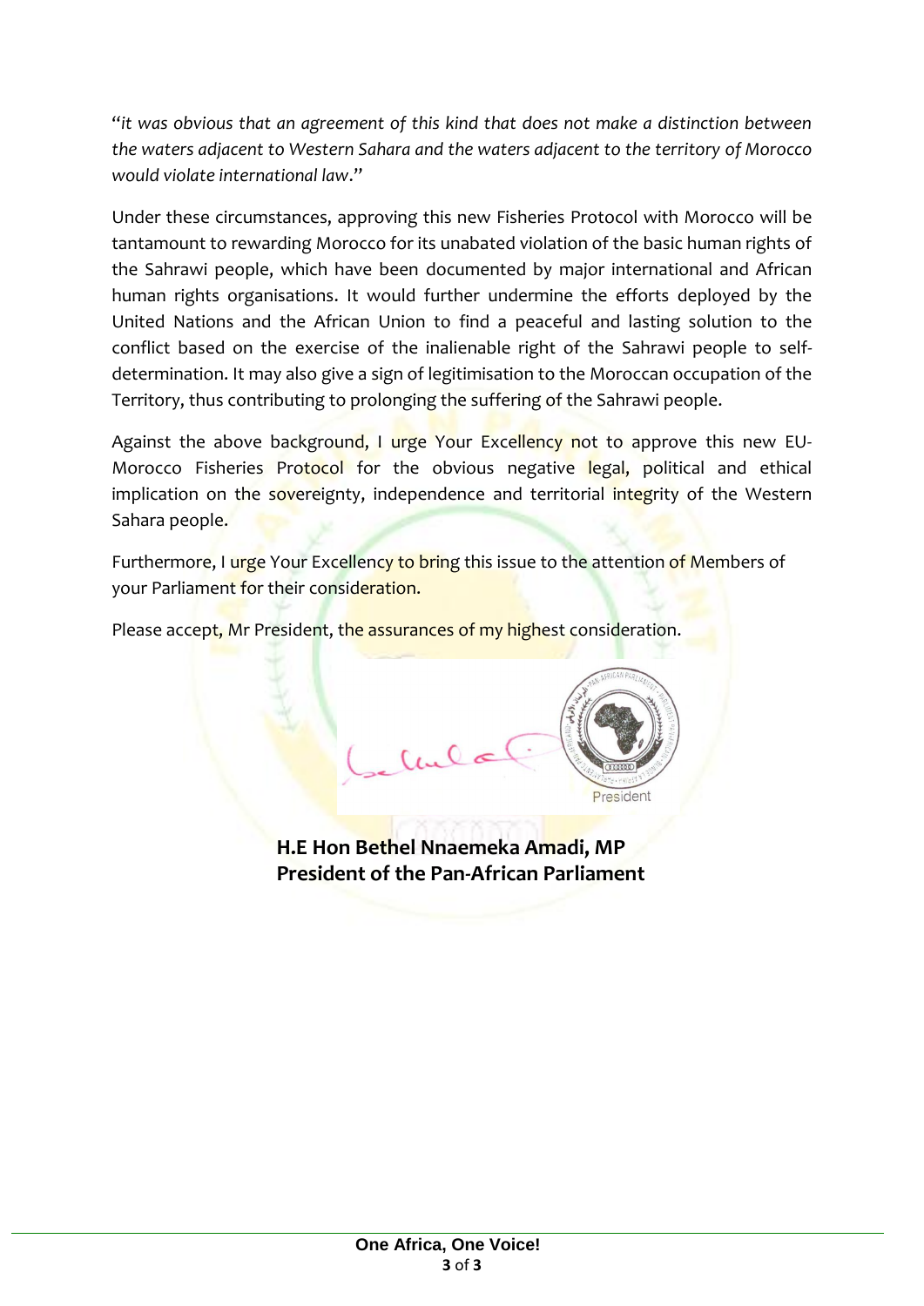"*it was obvious that an agreement of this kind that does not make a distinction between the waters adjacent to Western Sahara and the waters adjacent to the territory of Morocco would violate international law*."

Under these circumstances, approving this new Fisheries Protocol with Morocco will be tantamount to rewarding Morocco for its unabated violation of the basic human rights of the Sahrawi people, which have been documented by major international and African human rights organisations. It would further undermine the efforts deployed by the United Nations and the African Union to find a peaceful and lasting solution to the conflict based on the exercise of the inalienable right of the Sahrawi people to self-determination. It may also give a sign of legitimisation to the Moroccan occupation of the Territory, thus contributing to prolonging the suffering of the Sahrawi people.

Against the above background, I urge Your Excellency not to approve this new EU-Morocco Fisheries Protocol for the obvious negative legal, political and ethical implication on the sovereignty, independence and territorial integrity of the Western Sahara people.

Furthermore, I urge Your Excellency to bring this issue to the attention of Members of your Parliament for their consideration.

Please accept, Mr President, the assurances of my highest consideration.

President

**H.E Hon Bethel Nnaemeka Amadi, MP**
**President of the Pan-African Parliament**